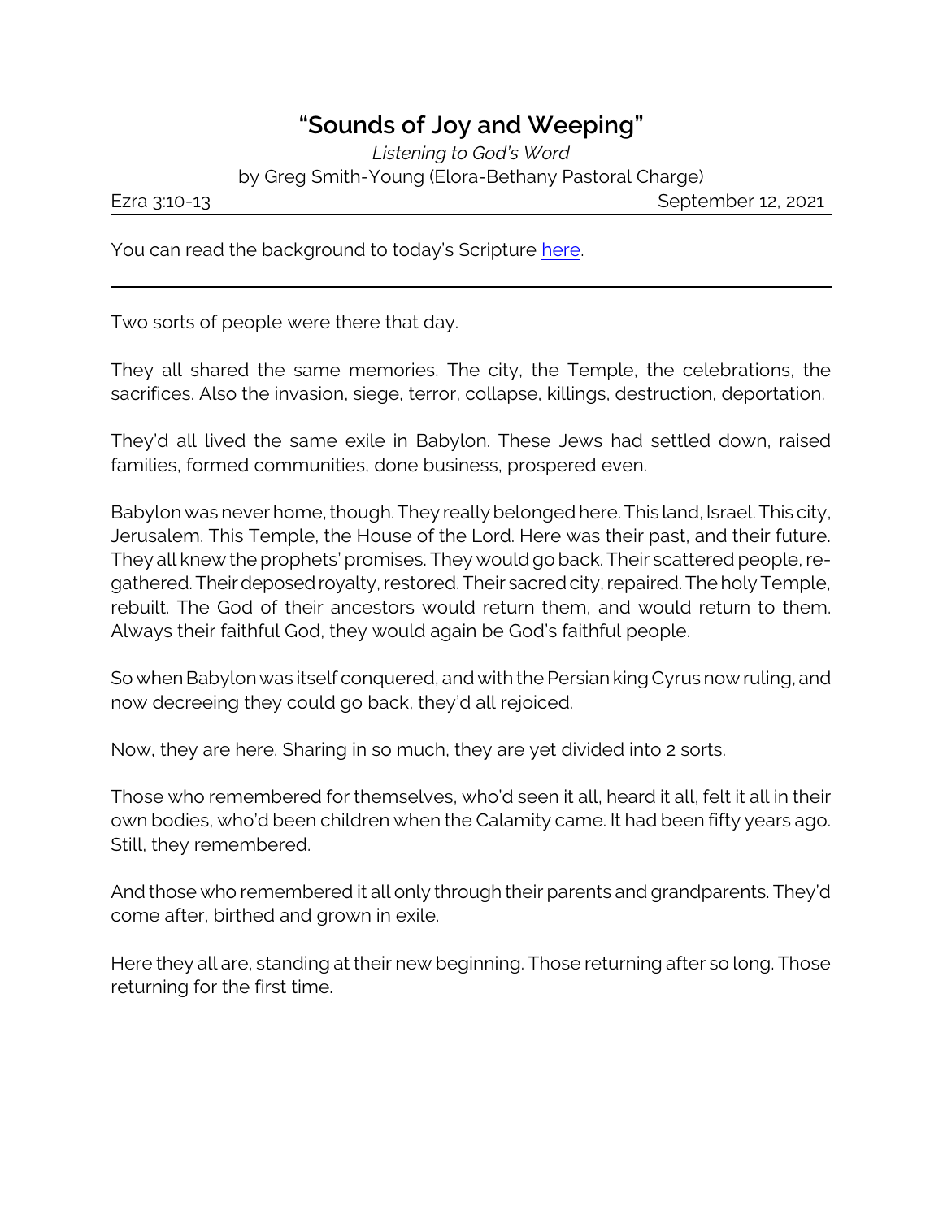# "Sounds of Joy and Weeping"

*Listening to God's Word*

by Greg Smith-Young (Elora-Bethany Pastoral Charge)

Ezra 3:10-13 September 12, 2021

You can read the background to today's Scripture here.

---

Two sorts of people were there that day.

They all shared the same memories. The city, the Temple, the celebrations, the sacrifices. Also the invasion, siege, terror, collapse, killings, destruction, deportation.

They'd all lived the same exile in Babylon. These Jews had settled down, raised families, formed communities, done business, prospered even.

Babylon was never home, though. They really belonged here. This land, Israel. This city, Jerusalem. This Temple, the House of the Lord. Here was their past, and their future. They all knew the prophets' promises. They would go back. Their scattered people, re-gathered. Their deposed royalty, restored. Their sacred city, repaired. The holy Temple, rebuilt. The God of their ancestors would return them, and would return to them. Always their faithful God, they would again be God's faithful people.

So when Babylon was itself conquered, and with the Persian king Cyrus now ruling, and now decreeing they could go back, they'd all rejoiced.

Now, they are here. Sharing in so much, they are yet divided into 2 sorts.

Those who remembered for themselves, who'd seen it all, heard it all, felt it all in their own bodies, who'd been children when the Calamity came. It had been fifty years ago. Still, they remembered.

And those who remembered it all only through their parents and grandparents. They'd come after, birthed and grown in exile.

Here they all are, standing at their new beginning. Those returning after so long. Those returning for the first time.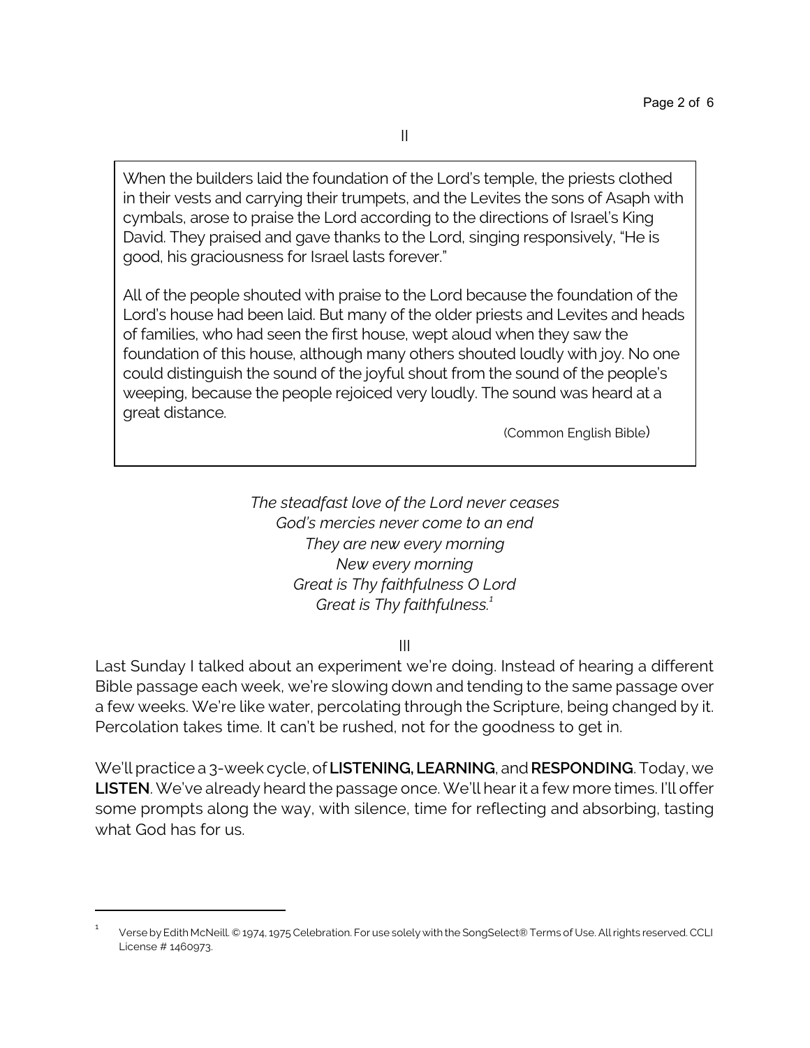II

> When the builders laid the foundation of the Lord's temple, the priests clothed in their vests and carrying their trumpets, and the Levites the sons of Asaph with cymbals, arose to praise the Lord according to the directions of Israel's King David. They praised and gave thanks to the Lord, singing responsively, "He is good, his graciousness for Israel lasts forever."
>
> All of the people shouted with praise to the Lord because the foundation of the Lord's house had been laid. But many of the older priests and Levites and heads of families, who had seen the first house, wept aloud when they saw the foundation of this house, although many others shouted loudly with joy. No one could distinguish the sound of the joyful shout from the sound of the people's weeping, because the people rejoiced very loudly. The sound was heard at a great distance.
>
> (Common English Bible)

*The steadfast love of the Lord never ceases*
*God's mercies never come to an end*
*They are new every morning*
*New every morning*
*Great is Thy faithfulness O Lord*
*Great is Thy faithfulness.*[1]

III

Last Sunday I talked about an experiment we're doing. Instead of hearing a different Bible passage each week, we're slowing down and tending to the same passage over a few weeks. We're like water, percolating through the Scripture, being changed by it. Percolation takes time. It can't be rushed, not for the goodness to get in.

We'll practice a 3-week cycle, of **LISTENING, LEARNING**, and **RESPONDING**. Today, we **LISTEN**. We've already heard the passage once. We'll hear it a few more times. I'll offer some prompts along the way, with silence, time for reflecting and absorbing, tasting what God has for us.

---

[1] Verse by Edith McNeill. © 1974, 1975 Celebration. For use solely with the SongSelect® Terms of Use. All rights reserved. CCLI License # 1460973.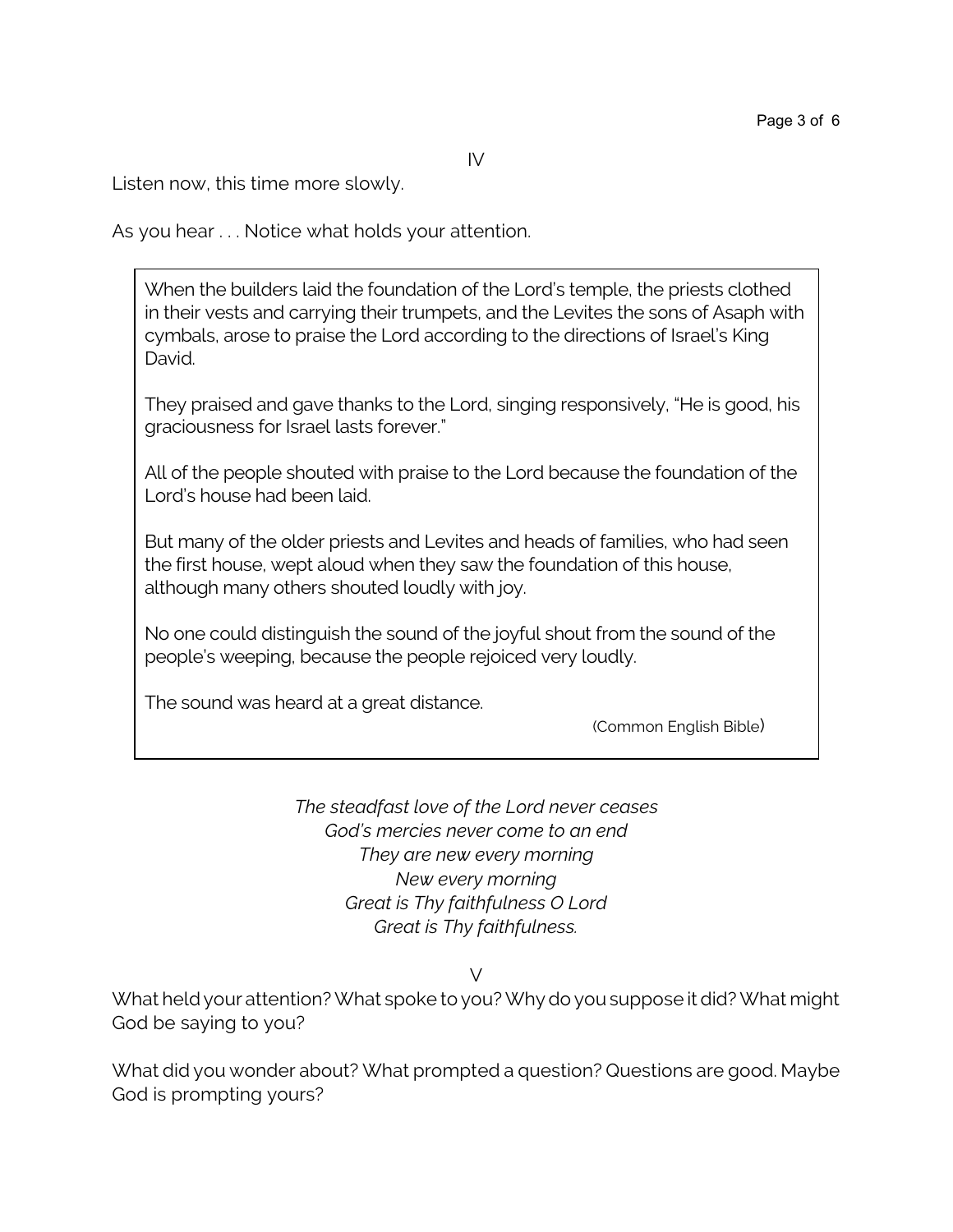IV

Listen now, this time more slowly.

As you hear . . . Notice what holds your attention.

> When the builders laid the foundation of the Lord's temple, the priests clothed in their vests and carrying their trumpets, and the Levites the sons of Asaph with cymbals, arose to praise the Lord according to the directions of Israel's King David.
>
> They praised and gave thanks to the Lord, singing responsively, "He is good, his graciousness for Israel lasts forever."
>
> All of the people shouted with praise to the Lord because the foundation of the Lord's house had been laid.
>
> But many of the older priests and Levites and heads of families, who had seen the first house, wept aloud when they saw the foundation of this house, although many others shouted loudly with joy.
>
> No one could distinguish the sound of the joyful shout from the sound of the people's weeping, because the people rejoiced very loudly.
>
> The sound was heard at a great distance.
>
> (Common English Bible)

*The steadfast love of the Lord never ceases*
*God's mercies never come to an end*
*They are new every morning*
*New every morning*
*Great is Thy faithfulness O Lord*
*Great is Thy faithfulness.*

V

What held your attention? What spoke to you? Why do you suppose it did? What might God be saying to you?

What did you wonder about? What prompted a question? Questions are good. Maybe God is prompting yours?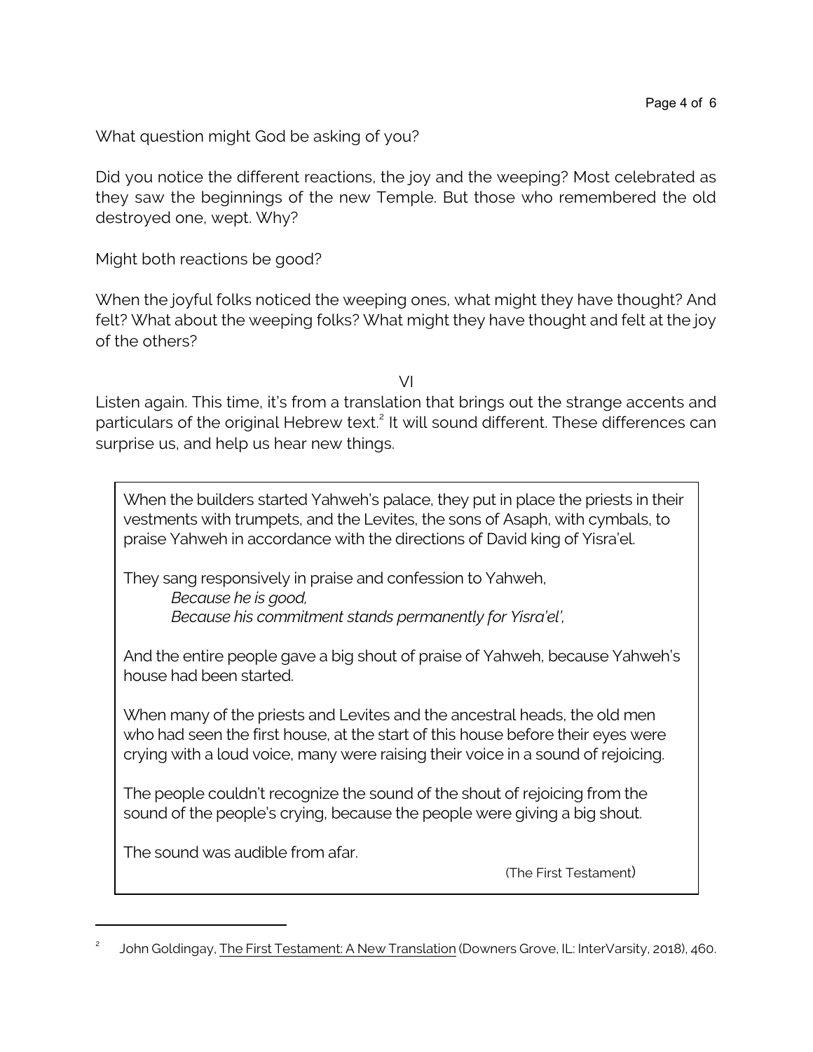What question might God be asking of you?

Did you notice the different reactions, the joy and the weeping? Most celebrated as they saw the beginnings of the new Temple. But those who remembered the old destroyed one, wept. Why?

Might both reactions be good?

When the joyful folks noticed the weeping ones, what might they have thought? And felt? What about the weeping folks? What might they have thought and felt at the joy of the others?

VI

Listen again. This time, it's from a translation that brings out the strange accents and particulars of the original Hebrew text.[2] It will sound different. These differences can surprise us, and help us hear new things.

> When the builders started Yahweh's palace, they put in place the priests in their vestments with trumpets, and the Levites, the sons of Asaph, with cymbals, to praise Yahweh in accordance with the directions of David king of Yisra'el.
>
> They sang responsively in praise and confession to Yahweh,
> *Because he is good,*
> *Because his commitment stands permanently for Yisra'el',*
>
> And the entire people gave a big shout of praise of Yahweh, because Yahweh's house had been started.
>
> When many of the priests and Levites and the ancestral heads, the old men who had seen the first house, at the start of this house before their eyes were crying with a loud voice, many were raising their voice in a sound of rejoicing.
>
> The people couldn't recognize the sound of the shout of rejoicing from the sound of the people's crying, because the people were giving a big shout.
>
> The sound was audible from afar.
>
> (The First Testament)

---

[2] John Goldingay, The First Testament: A New Translation (Downers Grove, IL: InterVarsity, 2018), 460.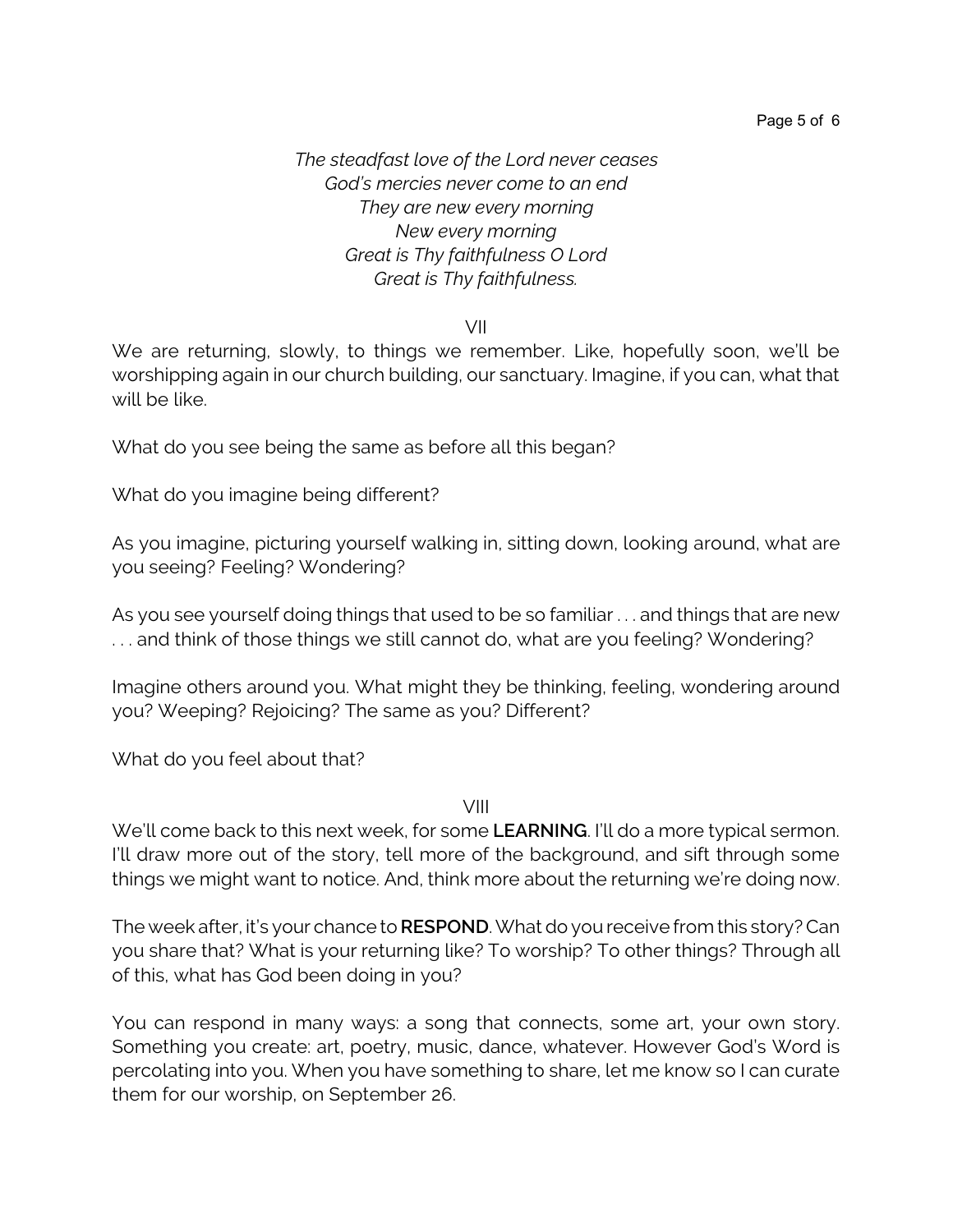*The steadfast love of the Lord never ceases*
*God's mercies never come to an end*
*They are new every morning*
*New every morning*
*Great is Thy faithfulness O Lord*
*Great is Thy faithfulness.*

VII

We are returning, slowly, to things we remember. Like, hopefully soon, we'll be worshipping again in our church building, our sanctuary. Imagine, if you can, what that will be like.

What do you see being the same as before all this began?

What do you imagine being different?

As you imagine, picturing yourself walking in, sitting down, looking around, what are you seeing? Feeling? Wondering?

As you see yourself doing things that used to be so familiar . . . and things that are new . . . and think of those things we still cannot do, what are you feeling? Wondering?

Imagine others around you. What might they be thinking, feeling, wondering around you? Weeping? Rejoicing? The same as you? Different?

What do you feel about that?

VIII

We'll come back to this next week, for some **LEARNING**. I'll do a more typical sermon. I'll draw more out of the story, tell more of the background, and sift through some things we might want to notice. And, think more about the returning we're doing now.

The week after, it's your chance to **RESPOND**. What do you receive from this story? Can you share that? What is your returning like? To worship? To other things? Through all of this, what has God been doing in you?

You can respond in many ways: a song that connects, some art, your own story. Something you create: art, poetry, music, dance, whatever. However God's Word is percolating into you. When you have something to share, let me know so I can curate them for our worship, on September 26.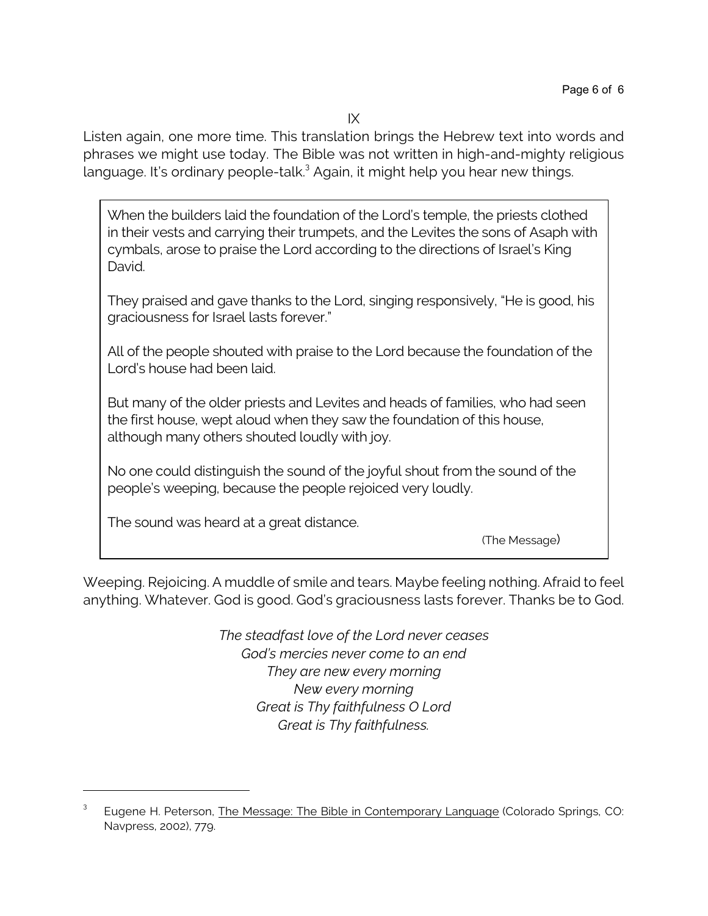IX

Listen again, one more time. This translation brings the Hebrew text into words and phrases we might use today. The Bible was not written in high-and-mighty religious language. It's ordinary people-talk.[3] Again, it might help you hear new things.

> When the builders laid the foundation of the Lord's temple, the priests clothed in their vests and carrying their trumpets, and the Levites the sons of Asaph with cymbals, arose to praise the Lord according to the directions of Israel's King David.
>
> They praised and gave thanks to the Lord, singing responsively, "He is good, his graciousness for Israel lasts forever."
>
> All of the people shouted with praise to the Lord because the foundation of the Lord's house had been laid.
>
> But many of the older priests and Levites and heads of families, who had seen the first house, wept aloud when they saw the foundation of this house, although many others shouted loudly with joy.
>
> No one could distinguish the sound of the joyful shout from the sound of the people's weeping, because the people rejoiced very loudly.
>
> The sound was heard at a great distance.
>
> (The Message)

Weeping. Rejoicing. A muddle of smile and tears. Maybe feeling nothing. Afraid to feel anything. Whatever. God is good. God's graciousness lasts forever. Thanks be to God.

*The steadfast love of the Lord never ceases*
*God's mercies never come to an end*
*They are new every morning*
*New every morning*
*Great is Thy faithfulness O Lord*
*Great is Thy faithfulness.*

---

[3] Eugene H. Peterson, The Message: The Bible in Contemporary Language (Colorado Springs, CO: Navpress, 2002), 779.